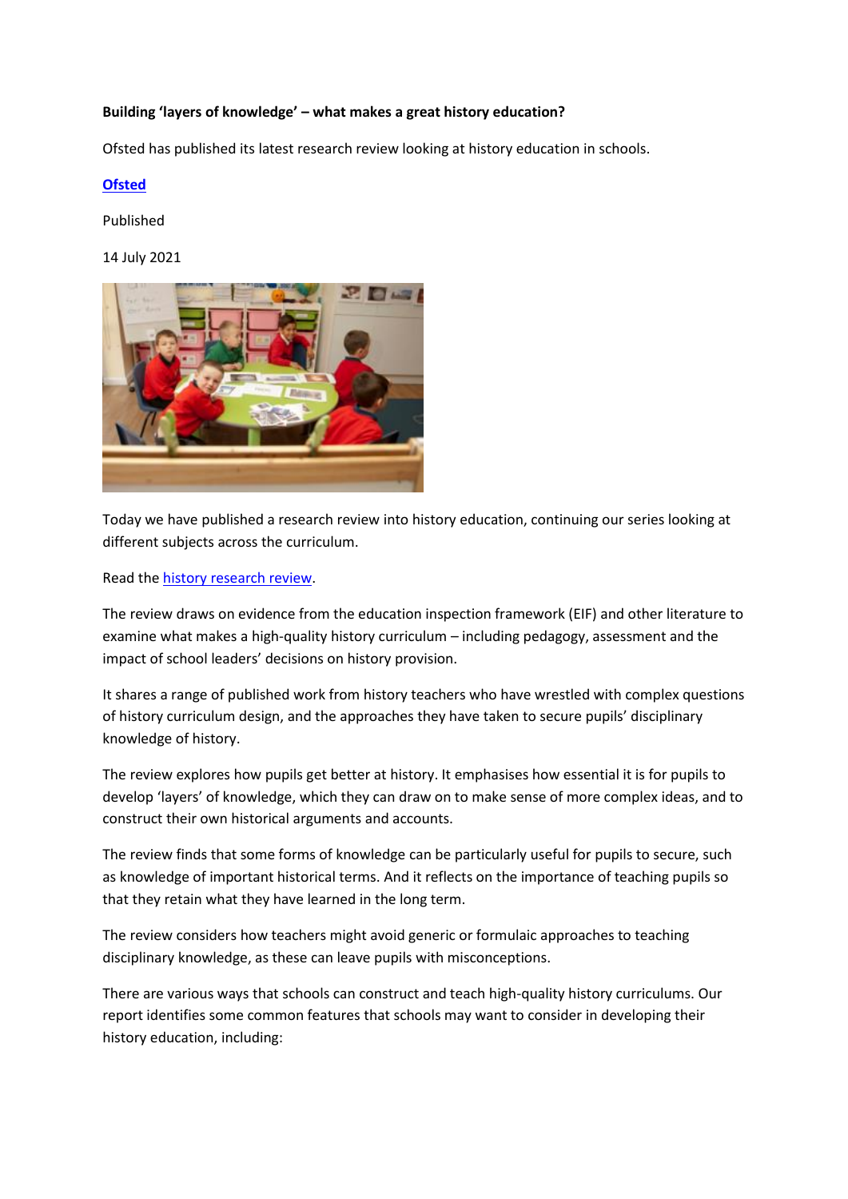**Building 'layers of knowledge' – what makes a great history education?**

Ofsted has published its latest research review looking at history education in schools.

**Ofsted**

Published

14 July 2021

Today we have published a research review into history education, continuing our series looking at different subjects across the curriculum.

Read the history research review.

The review draws on evidence from the education inspection framework (EIF) and other literature to examine what makes a high-quality history curriculum – including pedagogy, assessment and the impact of school leaders' decisions on history provision.

It shares a range of published work from history teachers who have wrestled with complex questions of history curriculum design, and the approaches they have taken to secure pupils' disciplinary knowledge of history.

The review explores how pupils get better at history. It emphasises how essential it is for pupils to develop 'layers' of knowledge, which they can draw on to make sense of more complex ideas, and to construct their own historical arguments and accounts.

The review finds that some forms of knowledge can be particularly useful for pupils to secure, such as knowledge of important historical terms. And it reflects on the importance of teaching pupils so that they retain what they have learned in the long term.

The review considers how teachers might avoid generic or formulaic approaches to teaching disciplinary knowledge, as these can leave pupils with misconceptions.

There are various ways that schools can construct and teach high-quality history curriculums. Our report identifies some common features that schools may want to consider in developing their history education, including: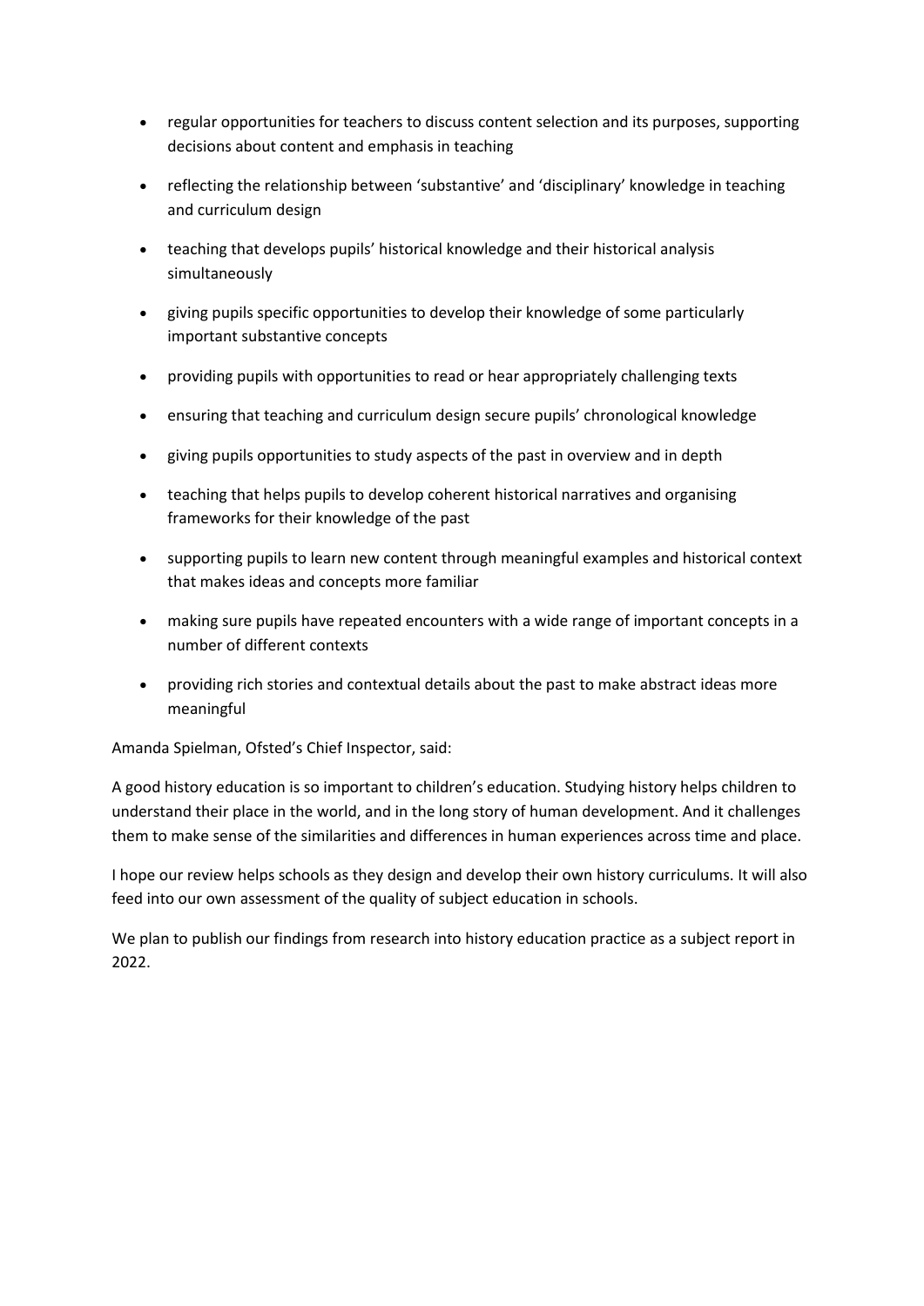- regular opportunities for teachers to discuss content selection and its purposes, supporting decisions about content and emphasis in teaching
- reflecting the relationship between 'substantive' and 'disciplinary' knowledge in teaching and curriculum design
- teaching that develops pupils' historical knowledge and their historical analysis simultaneously
- giving pupils specific opportunities to develop their knowledge of some particularly important substantive concepts
- providing pupils with opportunities to read or hear appropriately challenging texts
- ensuring that teaching and curriculum design secure pupils' chronological knowledge
- giving pupils opportunities to study aspects of the past in overview and in depth
- teaching that helps pupils to develop coherent historical narratives and organising frameworks for their knowledge of the past
- supporting pupils to learn new content through meaningful examples and historical context that makes ideas and concepts more familiar
- making sure pupils have repeated encounters with a wide range of important concepts in a number of different contexts
- providing rich stories and contextual details about the past to make abstract ideas more meaningful

Amanda Spielman, Ofsted's Chief Inspector, said:

A good history education is so important to children's education. Studying history helps children to understand their place in the world, and in the long story of human development. And it challenges them to make sense of the similarities and differences in human experiences across time and place.

I hope our review helps schools as they design and develop their own history curriculums. It will also feed into our own assessment of the quality of subject education in schools.

We plan to publish our findings from research into history education practice as a subject report in 2022.